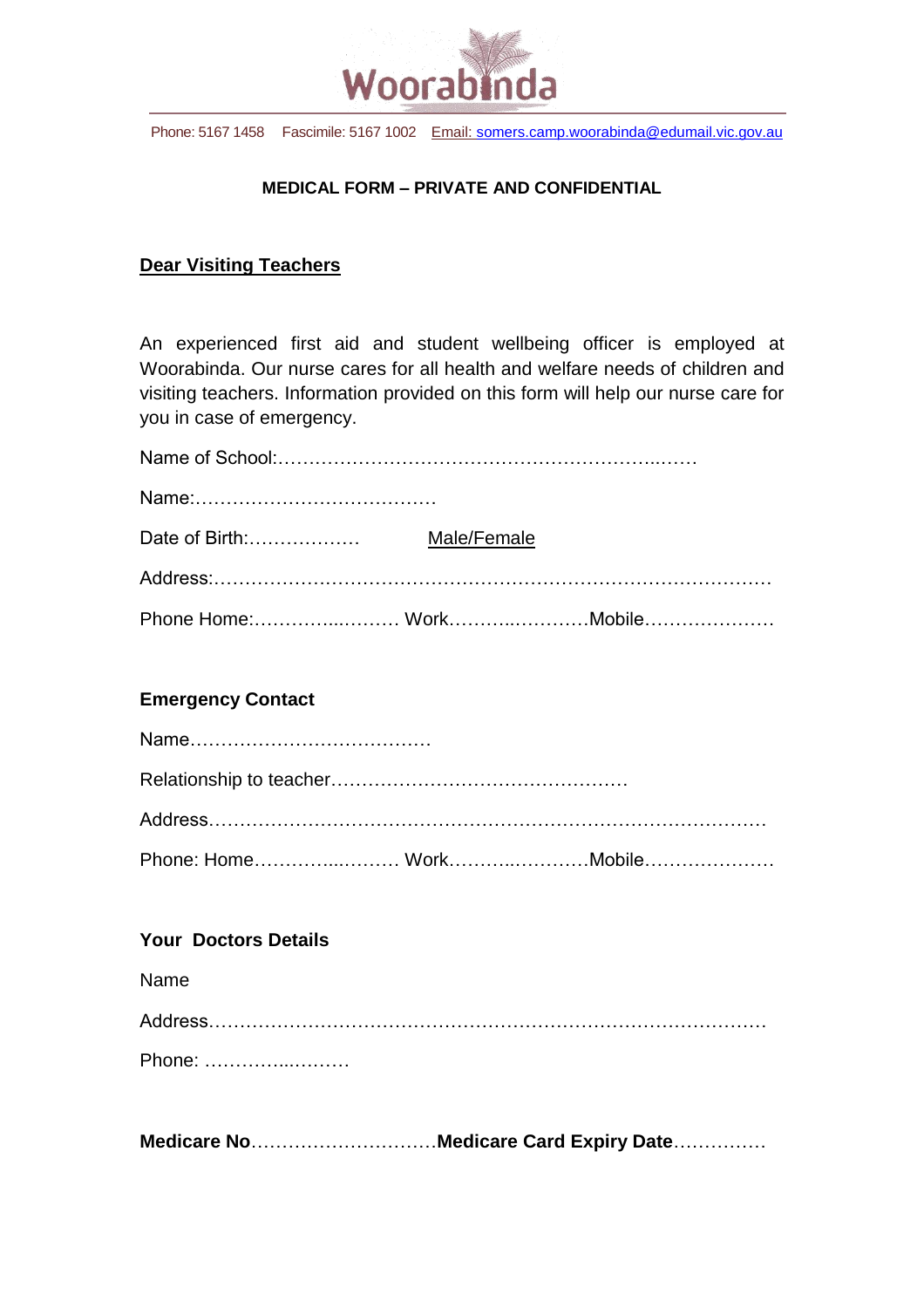Woorabinda

Phone: 5167 1458 Fascimile: 5167 1002 Email: somers.camp.woorabinda@edumail.vic.gov.au

**MEDICAL FORM – PRIVATE AND CONFIDENTIAL**

**Dear Visiting Teachers**

An experienced first aid and student wellbeing officer is employed at Woorabinda. Our nurse cares for all health and welfare needs of children and visiting teachers. Information provided on this form will help our nurse care for you in case of emergency.

Name of School:……………………………………………………..……

Name:…………………………………

Date of Birth:……………… Male/Female

Address:……………………………………………………………………………

Phone Home:…………..……… Work……….…………Mobile…………………

**Emergency Contact**

Name…………………………………

Relationship to teacher…………………………………………

Address……………………………………………………………………………

Phone: Home…………..……… Work……….…………Mobile…………………

**Your Doctors Details**

Name

Address……………………………………………………………………………

Phone: …………..………

**Medicare No**…………………………**Medicare Card Expiry Date**……………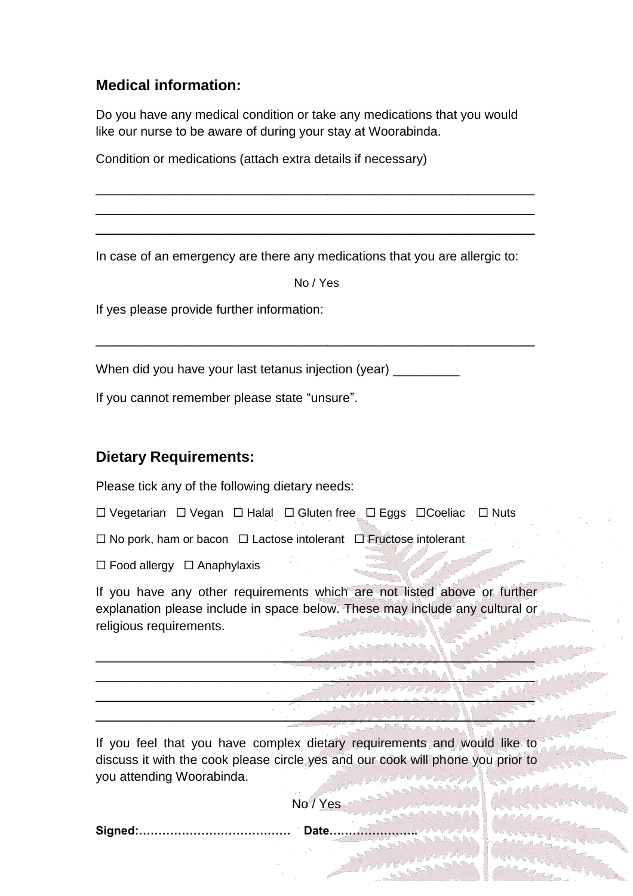## Medical information:

Do you have any medical condition or take any medications that you would like our nurse to be aware of during your stay at Woorabinda.

Condition or medications (attach extra details if necessary)

______________________________________________________________

______________________________________________________________

______________________________________________________________

In case of an emergency are there any medications that you are allergic to:

No / Yes

If yes please provide further information:

______________________________________________________________

When did you have your last tetanus injection (year) _________

If you cannot remember please state "unsure".

## Dietary Requirements:

Please tick any of the following dietary needs:

☐ Vegetarian ☐ Vegan ☐ Halal ☐ Gluten free ☐ Eggs ☐Coeliac ☐ Nuts

☐ No pork, ham or bacon ☐ Lactose intolerant ☐ Fructose intolerant

☐ Food allergy ☐ Anaphylaxis

If you have any other requirements which are not listed above or further explanation please include in space below. These may include any cultural or religious requirements.

______________________________________________________________

______________________________________________________________

______________________________________________________________

______________________________________________________________

If you feel that you have complex dietary requirements and would like to discuss it with the cook please circle yes and our cook will phone you prior to you attending Woorabinda.

No / Yes

**Signed:…………………………………  Date…………………..**